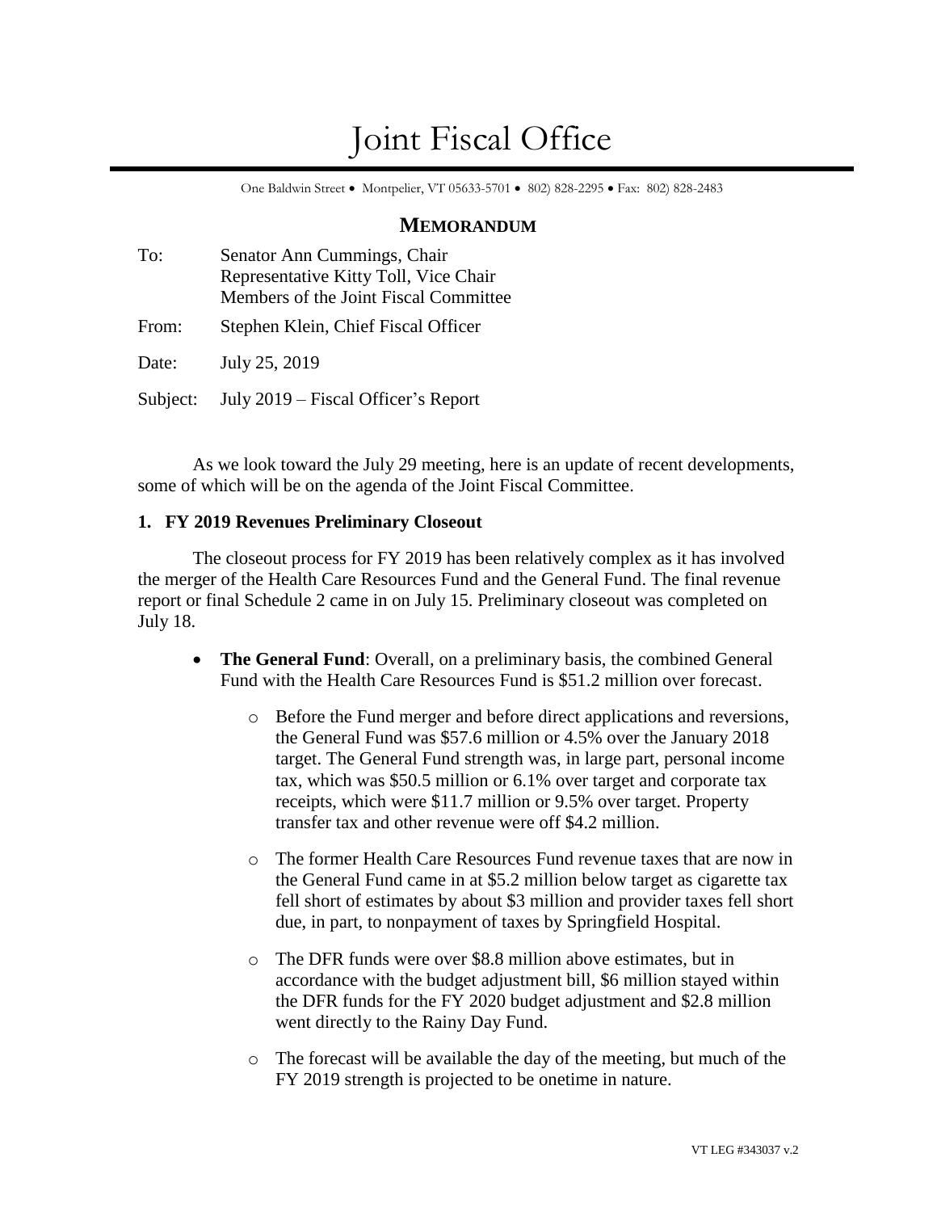# Joint Fiscal Office

One Baldwin Street • Montpelier, VT 05633-5701 • 802) 828-2295 • Fax: 802) 828-2483

## MEMORANDUM

To: Senator Ann Cummings, Chair
Representative Kitty Toll, Vice Chair
Members of the Joint Fiscal Committee

From: Stephen Klein, Chief Fiscal Officer

Date: July 25, 2019

Subject: July 2019 – Fiscal Officer's Report

As we look toward the July 29 meeting, here is an update of recent developments, some of which will be on the agenda of the Joint Fiscal Committee.

### 1. FY 2019 Revenues Preliminary Closeout

The closeout process for FY 2019 has been relatively complex as it has involved the merger of the Health Care Resources Fund and the General Fund. The final revenue report or final Schedule 2 came in on July 15. Preliminary closeout was completed on July 18.

- **The General Fund**: Overall, on a preliminary basis, the combined General Fund with the Health Care Resources Fund is $51.2 million over forecast.
  - Before the Fund merger and before direct applications and reversions, the General Fund was $57.6 million or 4.5% over the January 2018 target. The General Fund strength was, in large part, personal income tax, which was $50.5 million or 6.1% over target and corporate tax receipts, which were $11.7 million or 9.5% over target. Property transfer tax and other revenue were off $4.2 million.
  - The former Health Care Resources Fund revenue taxes that are now in the General Fund came in at $5.2 million below target as cigarette tax fell short of estimates by about $3 million and provider taxes fell short due, in part, to nonpayment of taxes by Springfield Hospital.
  - The DFR funds were over $8.8 million above estimates, but in accordance with the budget adjustment bill, $6 million stayed within the DFR funds for the FY 2020 budget adjustment and $2.8 million went directly to the Rainy Day Fund.
  - The forecast will be available the day of the meeting, but much of the FY 2019 strength is projected to be onetime in nature.

VT LEG #343037 v.2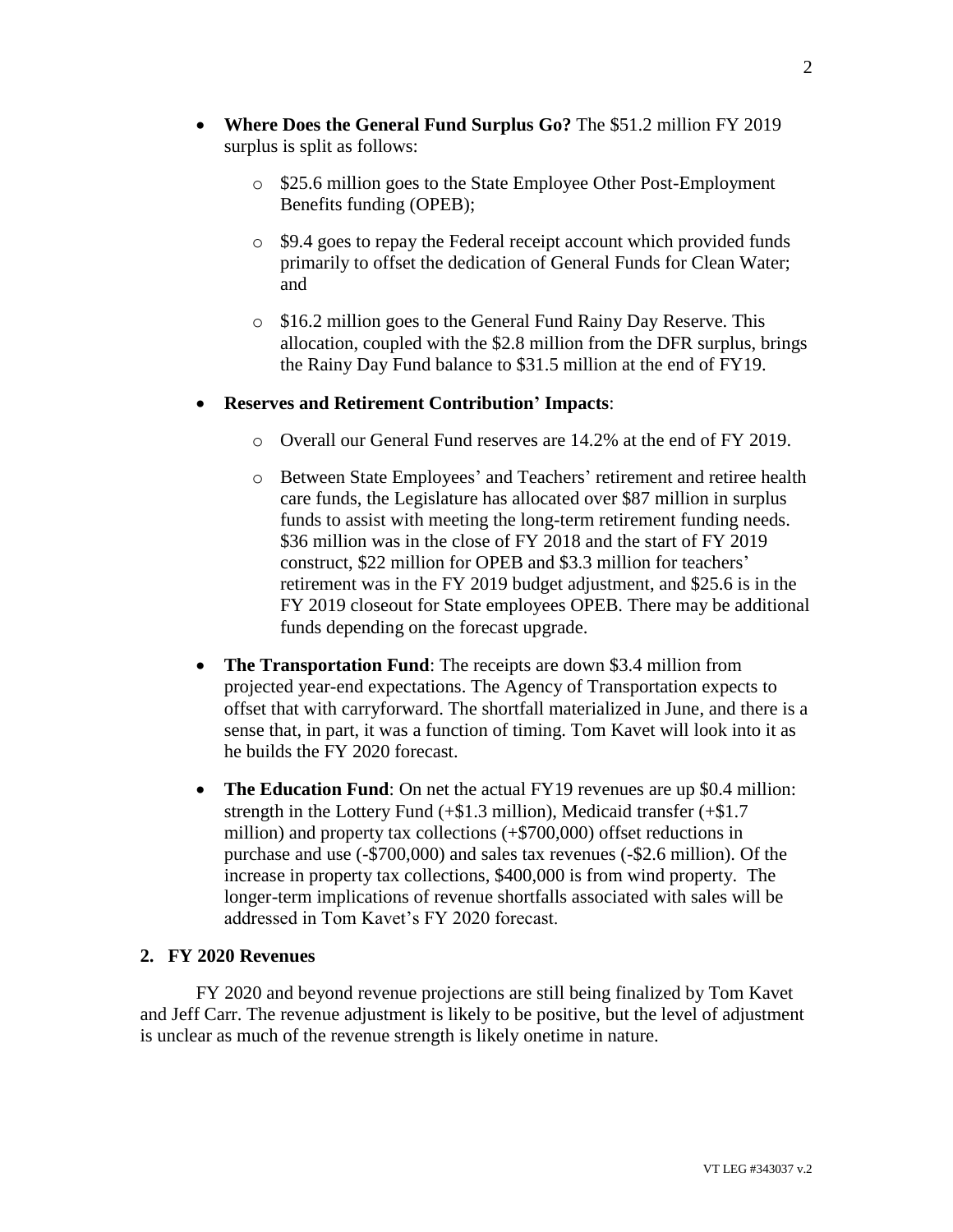- **Where Does the General Fund Surplus Go?** The $51.2 million FY 2019 surplus is split as follows:

    - $25.6 million goes to the State Employee Other Post-Employment Benefits funding (OPEB);

    - $9.4 goes to repay the Federal receipt account which provided funds primarily to offset the dedication of General Funds for Clean Water; and

    - $16.2 million goes to the General Fund Rainy Day Reserve. This allocation, coupled with the $2.8 million from the DFR surplus, brings the Rainy Day Fund balance to $31.5 million at the end of FY19.

- **Reserves and Retirement Contribution' Impacts**:

    - Overall our General Fund reserves are 14.2% at the end of FY 2019.

    - Between State Employees' and Teachers' retirement and retiree health care funds, the Legislature has allocated over $87 million in surplus funds to assist with meeting the long-term retirement funding needs. $36 million was in the close of FY 2018 and the start of FY 2019 construct, $22 million for OPEB and $3.3 million for teachers' retirement was in the FY 2019 budget adjustment, and $25.6 is in the FY 2019 closeout for State employees OPEB. There may be additional funds depending on the forecast upgrade.

- **The Transportation Fund**: The receipts are down $3.4 million from projected year-end expectations. The Agency of Transportation expects to offset that with carryforward. The shortfall materialized in June, and there is a sense that, in part, it was a function of timing. Tom Kavet will look into it as he builds the FY 2020 forecast.

- **The Education Fund**: On net the actual FY19 revenues are up $0.4 million: strength in the Lottery Fund (+$1.3 million), Medicaid transfer (+$1.7 million) and property tax collections (+$700,000) offset reductions in purchase and use (-$700,000) and sales tax revenues (-$2.6 million). Of the increase in property tax collections, $400,000 is from wind property. The longer-term implications of revenue shortfalls associated with sales will be addressed in Tom Kavet's FY 2020 forecast.

## 2. FY 2020 Revenues

FY 2020 and beyond revenue projections are still being finalized by Tom Kavet and Jeff Carr. The revenue adjustment is likely to be positive, but the level of adjustment is unclear as much of the revenue strength is likely onetime in nature.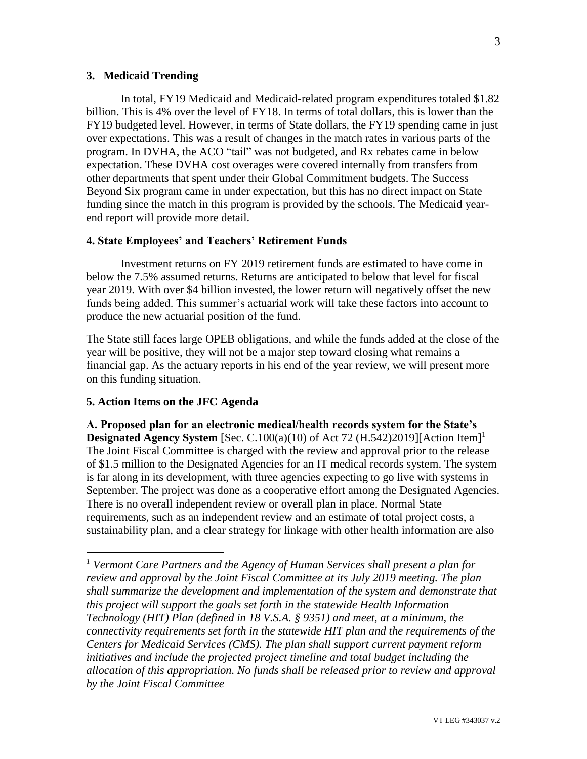### 3. Medicaid Trending

In total, FY19 Medicaid and Medicaid-related program expenditures totaled $1.82 billion. This is 4% over the level of FY18. In terms of total dollars, this is lower than the FY19 budgeted level. However, in terms of State dollars, the FY19 spending came in just over expectations. This was a result of changes in the match rates in various parts of the program. In DVHA, the ACO "tail" was not budgeted, and Rx rebates came in below expectation. These DVHA cost overages were covered internally from transfers from other departments that spent under their Global Commitment budgets. The Success Beyond Six program came in under expectation, but this has no direct impact on State funding since the match in this program is provided by the schools. The Medicaid year-end report will provide more detail.

### 4. State Employees' and Teachers' Retirement Funds

Investment returns on FY 2019 retirement funds are estimated to have come in below the 7.5% assumed returns. Returns are anticipated to below that level for fiscal year 2019. With over $4 billion invested, the lower return will negatively offset the new funds being added. This summer's actuarial work will take these factors into account to produce the new actuarial position of the fund.

The State still faces large OPEB obligations, and while the funds added at the close of the year will be positive, they will not be a major step toward closing what remains a financial gap. As the actuary reports in his end of the year review, we will present more on this funding situation.

### 5. Action Items on the JFC Agenda

**A. Proposed plan for an electronic medical/health records system for the State's Designated Agency System** [Sec. C.100(a)(10) of Act 72 (H.542)2019][Action Item][1] The Joint Fiscal Committee is charged with the review and approval prior to the release of $1.5 million to the Designated Agencies for an IT medical records system. The system is far along in its development, with three agencies expecting to go live with systems in September. The project was done as a cooperative effort among the Designated Agencies. There is no overall independent review or overall plan in place. Normal State requirements, such as an independent review and an estimate of total project costs, a sustainability plan, and a clear strategy for linkage with other health information are also

---

[1] *Vermont Care Partners and the Agency of Human Services shall present a plan for review and approval by the Joint Fiscal Committee at its July 2019 meeting. The plan shall summarize the development and implementation of the system and demonstrate that this project will support the goals set forth in the statewide Health Information Technology (HIT) Plan (defined in 18 V.S.A. § 9351) and meet, at a minimum, the connectivity requirements set forth in the statewide HIT plan and the requirements of the Centers for Medicaid Services (CMS). The plan shall support current payment reform initiatives and include the projected project timeline and total budget including the allocation of this appropriation. No funds shall be released prior to review and approval by the Joint Fiscal Committee*

VT LEG #343037 v.2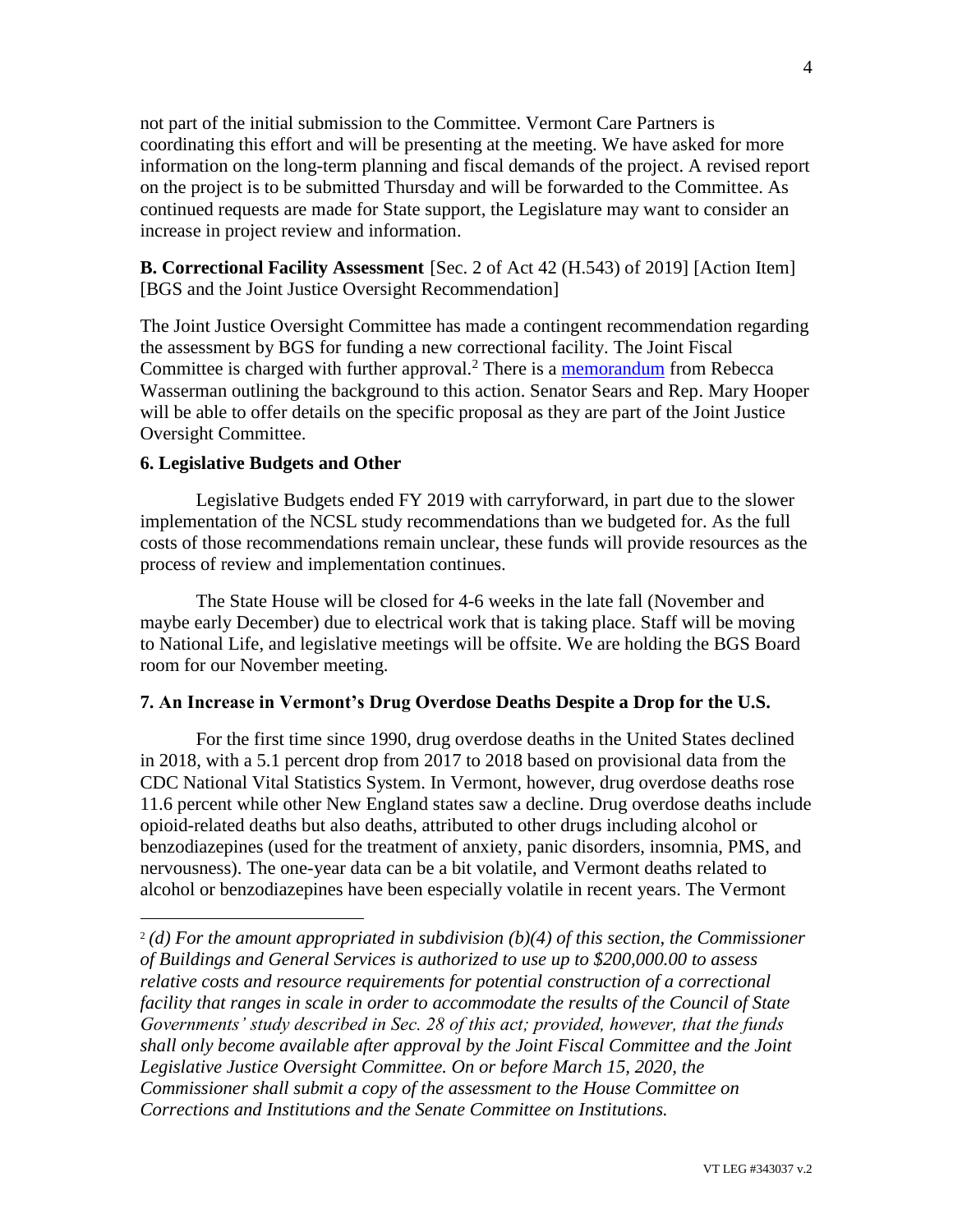not part of the initial submission to the Committee. Vermont Care Partners is coordinating this effort and will be presenting at the meeting. We have asked for more information on the long-term planning and fiscal demands of the project. A revised report on the project is to be submitted Thursday and will be forwarded to the Committee. As continued requests are made for State support, the Legislature may want to consider an increase in project review and information.

**B. Correctional Facility Assessment** [Sec. 2 of Act 42 (H.543) of 2019] [Action Item] [BGS and the Joint Justice Oversight Recommendation]

The Joint Justice Oversight Committee has made a contingent recommendation regarding the assessment by BGS for funding a new correctional facility. The Joint Fiscal Committee is charged with further approval.[2] There is a memorandum from Rebecca Wasserman outlining the background to this action. Senator Sears and Rep. Mary Hooper will be able to offer details on the specific proposal as they are part of the Joint Justice Oversight Committee.

**6. Legislative Budgets and Other**

Legislative Budgets ended FY 2019 with carryforward, in part due to the slower implementation of the NCSL study recommendations than we budgeted for. As the full costs of those recommendations remain unclear, these funds will provide resources as the process of review and implementation continues.

The State House will be closed for 4-6 weeks in the late fall (November and maybe early December) due to electrical work that is taking place. Staff will be moving to National Life, and legislative meetings will be offsite. We are holding the BGS Board room for our November meeting.

**7. An Increase in Vermont's Drug Overdose Deaths Despite a Drop for the U.S.**

For the first time since 1990, drug overdose deaths in the United States declined in 2018, with a 5.1 percent drop from 2017 to 2018 based on provisional data from the CDC National Vital Statistics System. In Vermont, however, drug overdose deaths rose 11.6 percent while other New England states saw a decline. Drug overdose deaths include opioid-related deaths but also deaths, attributed to other drugs including alcohol or benzodiazepines (used for the treatment of anxiety, panic disorders, insomnia, PMS, and nervousness). The one-year data can be a bit volatile, and Vermont deaths related to alcohol or benzodiazepines have been especially volatile in recent years. The Vermont

---

[2] *(d) For the amount appropriated in subdivision (b)(4) of this section, the Commissioner of Buildings and General Services is authorized to use up to $200,000.00 to assess relative costs and resource requirements for potential construction of a correctional facility that ranges in scale in order to accommodate the results of the Council of State Governments' study described in Sec. 28 of this act; provided, however, that the funds shall only become available after approval by the Joint Fiscal Committee and the Joint Legislative Justice Oversight Committee. On or before March 15, 2020, the Commissioner shall submit a copy of the assessment to the House Committee on Corrections and Institutions and the Senate Committee on Institutions.*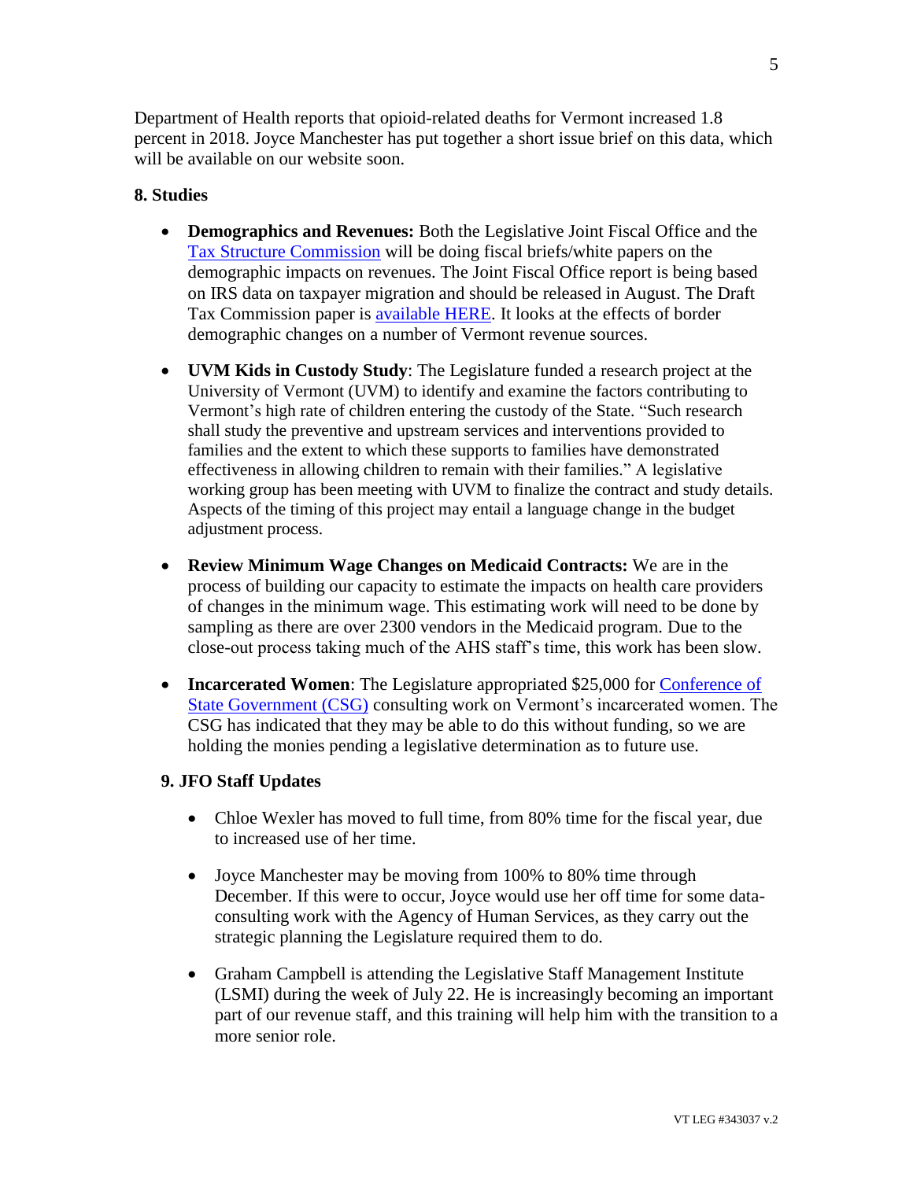Department of Health reports that opioid-related deaths for Vermont increased 1.8 percent in 2018. Joyce Manchester has put together a short issue brief on this data, which will be available on our website soon.

**8. Studies**

- **Demographics and Revenues:** Both the Legislative Joint Fiscal Office and the Tax Structure Commission will be doing fiscal briefs/white papers on the demographic impacts on revenues. The Joint Fiscal Office report is being based on IRS data on taxpayer migration and should be released in August. The Draft Tax Commission paper is available HERE. It looks at the effects of border demographic changes on a number of Vermont revenue sources.

- **UVM Kids in Custody Study**: The Legislature funded a research project at the University of Vermont (UVM) to identify and examine the factors contributing to Vermont's high rate of children entering the custody of the State. "Such research shall study the preventive and upstream services and interventions provided to families and the extent to which these supports to families have demonstrated effectiveness in allowing children to remain with their families." A legislative working group has been meeting with UVM to finalize the contract and study details. Aspects of the timing of this project may entail a language change in the budget adjustment process.

- **Review Minimum Wage Changes on Medicaid Contracts:** We are in the process of building our capacity to estimate the impacts on health care providers of changes in the minimum wage. This estimating work will need to be done by sampling as there are over 2300 vendors in the Medicaid program. Due to the close-out process taking much of the AHS staff's time, this work has been slow.

- **Incarcerated Women**: The Legislature appropriated $25,000 for Conference of State Government (CSG) consulting work on Vermont's incarcerated women. The CSG has indicated that they may be able to do this without funding, so we are holding the monies pending a legislative determination as to future use.

**9. JFO Staff Updates**

- Chloe Wexler has moved to full time, from 80% time for the fiscal year, due to increased use of her time.

- Joyce Manchester may be moving from 100% to 80% time through December. If this were to occur, Joyce would use her off time for some data-consulting work with the Agency of Human Services, as they carry out the strategic planning the Legislature required them to do.

- Graham Campbell is attending the Legislative Staff Management Institute (LSMI) during the week of July 22. He is increasingly becoming an important part of our revenue staff, and this training will help him with the transition to a more senior role.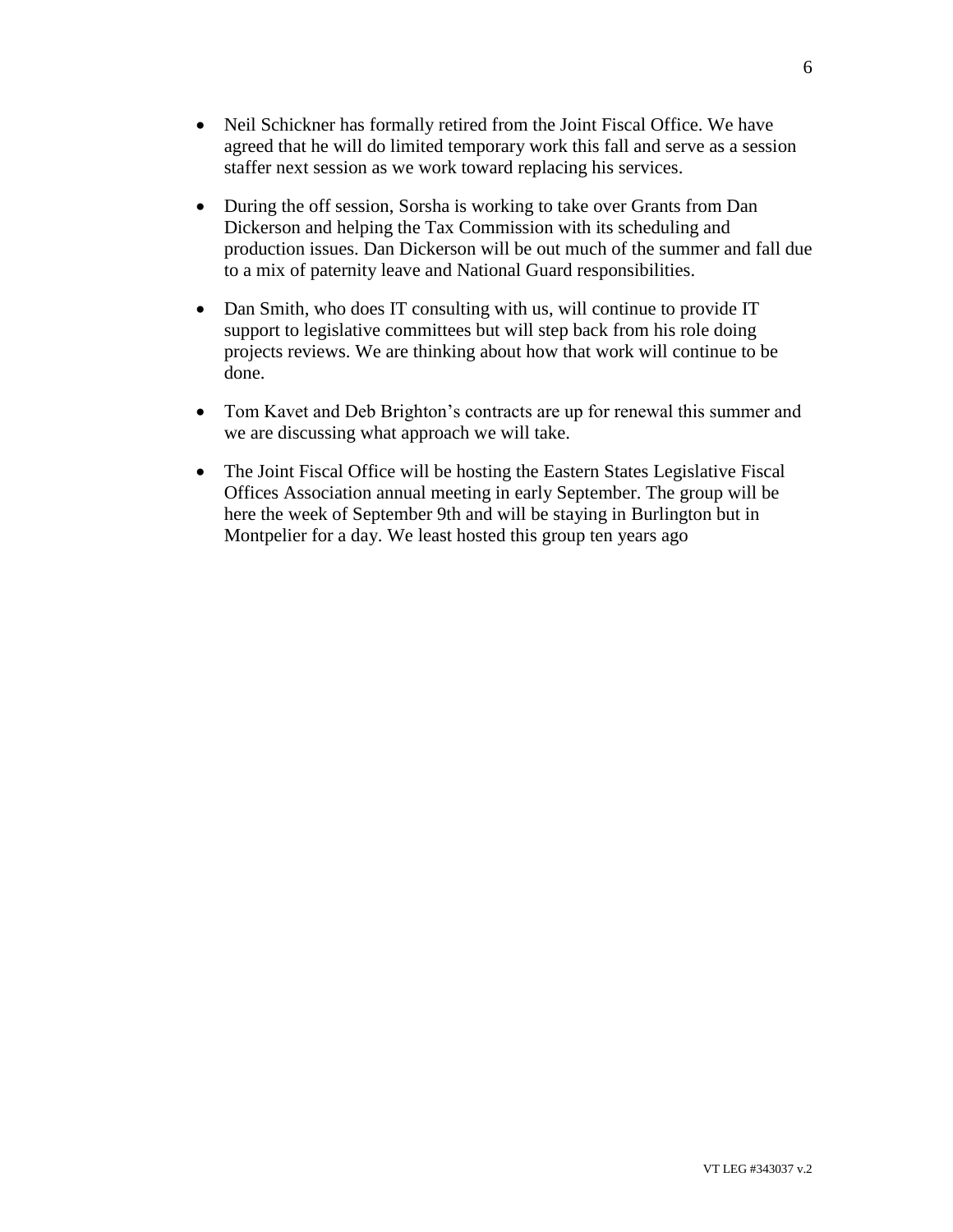- Neil Schickner has formally retired from the Joint Fiscal Office. We have agreed that he will do limited temporary work this fall and serve as a session staffer next session as we work toward replacing his services.

- During the off session, Sorsha is working to take over Grants from Dan Dickerson and helping the Tax Commission with its scheduling and production issues. Dan Dickerson will be out much of the summer and fall due to a mix of paternity leave and National Guard responsibilities.

- Dan Smith, who does IT consulting with us, will continue to provide IT support to legislative committees but will step back from his role doing projects reviews. We are thinking about how that work will continue to be done.

- Tom Kavet and Deb Brighton's contracts are up for renewal this summer and we are discussing what approach we will take.

- The Joint Fiscal Office will be hosting the Eastern States Legislative Fiscal Offices Association annual meeting in early September. The group will be here the week of September 9th and will be staying in Burlington but in Montpelier for a day. We least hosted this group ten years ago

VT LEG #343037 v.2